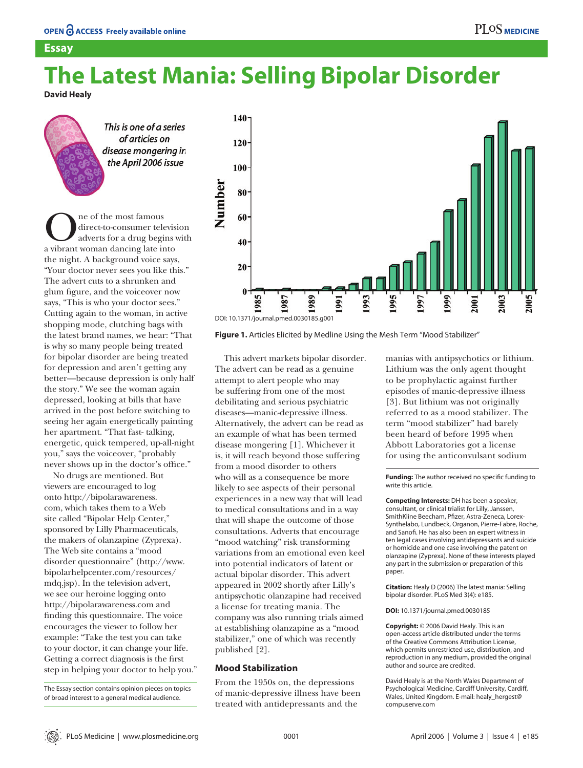## Essay

# The Latest Mania: Selling Bipolar Disorder

**David Healy**

*This is one of a series of articles on disease mongering in the April 2006 issue*

One of the most famous direct-to-consumer television adverts for a drug begins with a vibrant woman dancing late into the night. A background voice says, "Your doctor never sees you like this." The advert cuts to a shrunken and glum figure, and the voiceover now says, "This is who your doctor sees." Cutting again to the woman, in active shopping mode, clutching bags with the latest brand names, we hear: "That is why so many people being treated for bipolar disorder are being treated for depression and aren't getting any better—because depression is only half the story." We see the woman again depressed, looking at bills that have arrived in the post before switching to seeing her again energetically painting her apartment. "That fast- talking, energetic, quick tempered, up-all-night you," says the voiceover, "probably never shows up in the doctor's office."

No drugs are mentioned. But viewers are encouraged to log onto http://bipolarawareness.com, which takes them to a Web site called "Bipolar Help Center," sponsored by Lilly Pharmaceuticals, the makers of olanzapine (Zyprexa). The Web site contains a "mood disorder questionnaire" (http://www.bipolarhelpcenter.com/resources/mdq.jsp). In the television advert, we see our heroine logging onto http://bipolarawareness.com and finding this questionnaire. The voice encourages the viewer to follow her example: "Take the test you can take to your doctor, it can change your life. Getting a correct diagnosis is the first step in helping your doctor to help you."

The Essay section contains opinion pieces on topics of broad interest to a general medical audience.

DOI: 10.1371/journal.pmed.0030185.g001

**Figure 1.** Articles Elicited by Medline Using the Mesh Term "Mood Stabilizer"

This advert markets bipolar disorder. The advert can be read as a genuine attempt to alert people who may be suffering from one of the most debilitating and serious psychiatric diseases—manic-depressive illness. Alternatively, the advert can be read as an example of what has been termed disease mongering [1]. Whichever it is, it will reach beyond those suffering from a mood disorder to others who will as a consequence be more likely to see aspects of their personal experiences in a new way that will lead to medical consultations and in a way that will shape the outcome of those consultations. Adverts that encourage "mood watching" risk transforming variations from an emotional even keel into potential indicators of latent or actual bipolar disorder. This advert appeared in 2002 shortly after Lilly's antipsychotic olanzapine had received a license for treating mania. The company was also running trials aimed at establishing olanzapine as a "mood stabilizer," one of which was recently published [2].

## Mood Stabilization

From the 1950s on, the depressions of manic-depressive illness have been treated with antidepressants and the manias with antipsychotics or lithium. Lithium was the only agent thought to be prophylactic against further episodes of manic-depressive illness [3]. But lithium was not originally referred to as a mood stabilizer. The term "mood stabilizer" had barely been heard of before 1995 when Abbott Laboratories got a license for using the anticonvulsant sodium

**Funding:** The author received no specific funding to write this article.

**Competing Interests:** DH has been a speaker, consultant, or clinical trialist for Lilly, Janssen, SmithKline Beecham, Pfizer, Astra-Zeneca, Lorex-Synthelabo, Lundbeck, Organon, Pierre-Fabre, Roche, and Sanofi. He has also been an expert witness in ten legal cases involving antidepressants and suicide or homicide and one case involving the patent on olanzapine (Zyprexa). None of these interests played any part in the submission or preparation of this paper.

**Citation:** Healy D (2006) The latest mania: Selling bipolar disorder. PLoS Med 3(4): e185.

**DOI:** 10.1371/journal.pmed.0030185

**Copyright:** © 2006 David Healy. This is an open-access article distributed under the terms of the Creative Commons Attribution License, which permits unrestricted use, distribution, and reproduction in any medium, provided the original author and source are credited.

David Healy is at the North Wales Department of Psychological Medicine, Cardiff University, Cardiff, Wales, United Kingdom. E-mail: healy_hergest@compuserve.com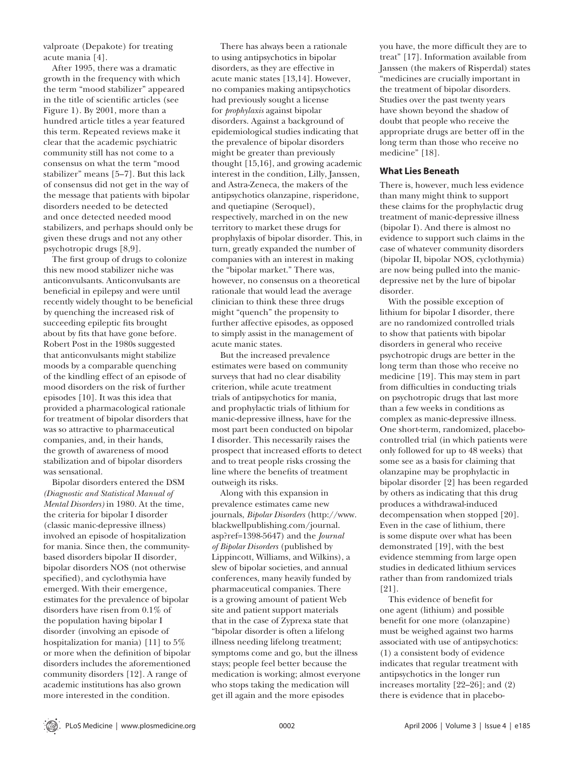valproate (Depakote) for treating acute mania [4].

After 1995, there was a dramatic growth in the frequency with which the term "mood stabilizer" appeared in the title of scientific articles (see Figure 1). By 2001, more than a hundred article titles a year featured this term. Repeated reviews make it clear that the academic psychiatric community still has not come to a consensus on what the term "mood stabilizer" means [5–7]. But this lack of consensus did not get in the way of the message that patients with bipolar disorders needed to be detected and once detected needed mood stabilizers, and perhaps should only be given these drugs and not any other psychotropic drugs [8,9].

The first group of drugs to colonize this new mood stabilizer niche was anticonvulsants. Anticonvulsants are beneficial in epilepsy and were until recently widely thought to be beneficial by quenching the increased risk of succeeding epileptic fits brought about by fits that have gone before. Robert Post in the 1980s suggested that anticonvulsants might stabilize moods by a comparable quenching of the kindling effect of an episode of mood disorders on the risk of further episodes [10]. It was this idea that provided a pharmacological rationale for treatment of bipolar disorders that was so attractive to pharmaceutical companies, and, in their hands, the growth of awareness of mood stabilization and of bipolar disorders was sensational.

Bipolar disorders entered the DSM *(Diagnostic and Statistical Manual of Mental Disorders)* in 1980. At the time, the criteria for bipolar I disorder (classic manic-depressive illness) involved an episode of hospitalization for mania. Since then, the community-based disorders bipolar II disorder, bipolar disorders NOS (not otherwise specified), and cyclothymia have emerged. With their emergence, estimates for the prevalence of bipolar disorders have risen from 0.1% of the population having bipolar I disorder (involving an episode of hospitalization for mania) [11] to 5% or more when the definition of bipolar disorders includes the aforementioned community disorders [12]. A range of academic institutions has also grown more interested in the condition.

There has always been a rationale to using antipsychotics in bipolar disorders, as they are effective in acute manic states [13,14]. However, no companies making antipsychotics had previously sought a license for *prophylaxis* against bipolar disorders. Against a background of epidemiological studies indicating that the prevalence of bipolar disorders might be greater than previously thought [15,16], and growing academic interest in the condition, Lilly, Janssen, and Astra-Zeneca, the makers of the antipsychotics olanzapine, risperidone, and quetiapine (Seroquel), respectively, marched in on the new territory to market these drugs for prophylaxis of bipolar disorder. This, in turn, greatly expanded the number of companies with an interest in making the "bipolar market." There was, however, no consensus on a theoretical rationale that would lead the average clinician to think these three drugs might "quench" the propensity to further affective episodes, as opposed to simply assist in the management of acute manic states.

But the increased prevalence estimates were based on community surveys that had no clear disability criterion, while acute treatment trials of antipsychotics for mania, and prophylactic trials of lithium for manic-depressive illness, have for the most part been conducted on bipolar I disorder. This necessarily raises the prospect that increased efforts to detect and to treat people risks crossing the line where the benefits of treatment outweigh its risks.

Along with this expansion in prevalence estimates came new journals, *Bipolar Disorders* (http://www.blackwellpublishing.com/journal.asp?ref=1398-5647) and the *Journal of Bipolar Disorders* (published by Lippincott, Williams, and Wilkins), a slew of bipolar societies, and annual conferences, many heavily funded by pharmaceutical companies. There is a growing amount of patient Web site and patient support materials that in the case of Zyprexa state that "bipolar disorder is often a lifelong illness needing lifelong treatment; symptoms come and go, but the illness stays; people feel better because the medication is working; almost everyone who stops taking the medication will get ill again and the more episodes you have, the more difficult they are to treat" [17]. Information available from Janssen (the makers of Risperdal) states "medicines are crucially important in the treatment of bipolar disorders. Studies over the past twenty years have shown beyond the shadow of doubt that people who receive the appropriate drugs are better off in the long term than those who receive no medicine" [18].

## What Lies Beneath

There is, however, much less evidence than many might think to support these claims for the prophylactic drug treatment of manic-depressive illness (bipolar I). And there is almost no evidence to support such claims in the case of whatever community disorders (bipolar II, bipolar NOS, cyclothymia) are now being pulled into the manic-depressive net by the lure of bipolar disorder.

With the possible exception of lithium for bipolar I disorder, there are no randomized controlled trials to show that patients with bipolar disorders in general who receive psychotropic drugs are better in the long term than those who receive no medicine [19]. This may stem in part from difficulties in conducting trials on psychotropic drugs that last more than a few weeks in conditions as complex as manic-depressive illness. One short-term, randomized, placebo-controlled trial (in which patients were only followed for up to 48 weeks) that some see as a basis for claiming that olanzapine may be prophylactic in bipolar disorder [2] has been regarded by others as indicating that this drug produces a withdrawal-induced decompensation when stopped [20]. Even in the case of lithium, there is some dispute over what has been demonstrated [19], with the best evidence stemming from large open studies in dedicated lithium services rather than from randomized trials [21].

This evidence of benefit for one agent (lithium) and possible benefit for one more (olanzapine) must be weighed against two harms associated with use of antipsychotics: (1) a consistent body of evidence indicates that regular treatment with antipsychotics in the longer run increases mortality [22–26]; and (2) there is evidence that in placebo-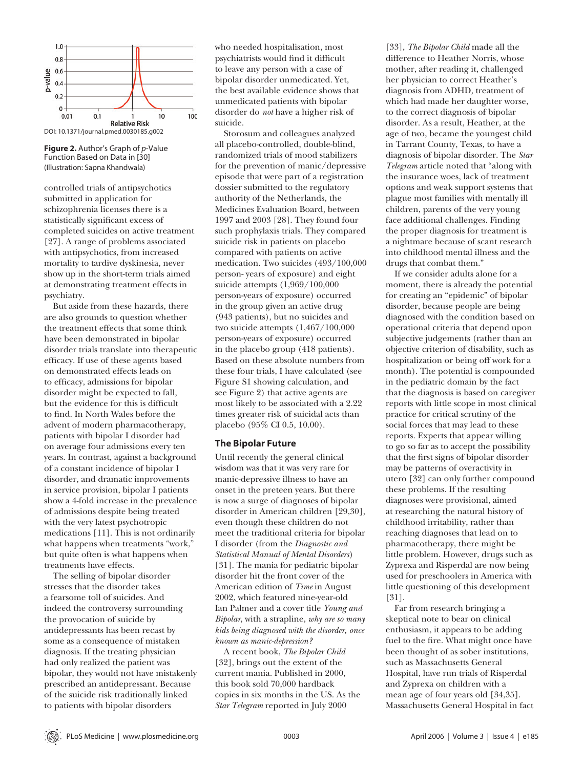1.0
0.8
0.6
0.4
0.2
0
p-value
0.01
0.1
1
10
100
Relative Risk

DOI: 10.1371/journal.pmed.0030185.g002

**Figure 2.** Author's Graph of *p*-Value Function Based on Data in [30] (Illustration: Sapna Khandwala)

controlled trials of antipsychotics submitted in application for schizophrenia licenses there is a statistically significant excess of completed suicides on active treatment [27]. A range of problems associated with antipsychotics, from increased mortality to tardive dyskinesia, never show up in the short-term trials aimed at demonstrating treatment effects in psychiatry.

But aside from these hazards, there are also grounds to question whether the treatment effects that some think have been demonstrated in bipolar disorder trials translate into therapeutic efficacy. If use of these agents based on demonstrated effects leads on to efficacy, admissions for bipolar disorder might be expected to fall, but the evidence for this is difficult to find. In North Wales before the advent of modern pharmacotherapy, patients with bipolar I disorder had on average four admissions every ten years. In contrast, against a background of a constant incidence of bipolar I disorder, and dramatic improvements in service provision, bipolar I patients show a 4-fold increase in the prevalence of admissions despite being treated with the very latest psychotropic medications [11]. This is not ordinarily what happens when treatments "work," but quite often is what happens when treatments have effects.

The selling of bipolar disorder stresses that the disorder takes a fearsome toll of suicides. And indeed the controversy surrounding the provocation of suicide by antidepressants has been recast by some as a consequence of mistaken diagnosis. If the treating physician had only realized the patient was bipolar, they would not have mistakenly prescribed an antidepressant. Because of the suicide risk traditionally linked to patients with bipolar disorders who needed hospitalisation, most psychiatrists would find it difficult to leave any person with a case of bipolar disorder unmedicated. Yet, the best available evidence shows that unmedicated patients with bipolar disorder do *not* have a higher risk of suicide.

Storosum and colleagues analyzed all placebo-controlled, double-blind, randomized trials of mood stabilizers for the prevention of manic/depressive episode that were part of a registration dossier submitted to the regulatory authority of the Netherlands, the Medicines Evaluation Board, between 1997 and 2003 [28]. They found four such prophylaxis trials. They compared suicide risk in patients on placebo compared with patients on active medication. Two suicides (493/100,000 person- years of exposure) and eight suicide attempts (1,969/100,000 person-years of exposure) occurred in the group given an active drug (943 patients), but no suicides and two suicide attempts (1,467/100,000 person-years of exposure) occurred in the placebo group (418 patients). Based on these absolute numbers from these four trials, I have calculated (see Figure S1 showing calculation, and see Figure 2) that active agents are most likely to be associated with a 2.22 times greater risk of suicidal acts than placebo (95% CI 0.5, 10.00).

## The Bipolar Future

Until recently the general clinical wisdom was that it was very rare for manic-depressive illness to have an onset in the preteen years. But there is now a surge of diagnoses of bipolar disorder in American children [29,30], even though these children do not meet the traditional criteria for bipolar I disorder (from the *Diagnostic and Statistical Manual of Mental Disorders*) [31]. The mania for pediatric bipolar disorder hit the front cover of the American edition of *Time* in August 2002, which featured nine-year-old Ian Palmer and a cover title *Young and Bipolar*, with a strapline, *why are so many kids being diagnosed with the disorder, once known as manic-depression?*

A recent book, *The Bipolar Child* [32], brings out the extent of the current mania. Published in 2000, this book sold 70,000 hardback copies in six months in the US. As the *Star Telegram* reported in July 2000 [33], *The Bipolar Child* made all the difference to Heather Norris, whose mother, after reading it, challenged her physician to correct Heather's diagnosis from ADHD, treatment of which had made her daughter worse, to the correct diagnosis of bipolar disorder. As a result, Heather, at the age of two, became the youngest child in Tarrant County, Texas, to have a diagnosis of bipolar disorder. The *Star Telegram* article noted that "along with the insurance woes, lack of treatment options and weak support systems that plague most families with mentally ill children, parents of the very young face additional challenges. Finding the proper diagnosis for treatment is a nightmare because of scant research into childhood mental illness and the drugs that combat them."

If we consider adults alone for a moment, there is already the potential for creating an "epidemic" of bipolar disorder, because people are being diagnosed with the condition based on operational criteria that depend upon subjective judgements (rather than an objective criterion of disability, such as hospitalization or being off work for a month). The potential is compounded in the pediatric domain by the fact that the diagnosis is based on caregiver reports with little scope in most clinical practice for critical scrutiny of the social forces that may lead to these reports. Experts that appear willing to go so far as to accept the possibility that the first signs of bipolar disorder may be patterns of overactivity in utero [32] can only further compound these problems. If the resulting diagnoses were provisional, aimed at researching the natural history of childhood irritability, rather than reaching diagnoses that lead on to pharmacotherapy, there might be little problem. However, drugs such as Zyprexa and Risperdal are now being used for preschoolers in America with little questioning of this development [31].

Far from research bringing a skeptical note to bear on clinical enthusiasm, it appears to be adding fuel to the fire. What might once have been thought of as sober institutions, such as Massachusetts General Hospital, have run trials of Risperdal and Zyprexa on children with a mean age of four years old [34,35]. Massachusetts General Hospital in fact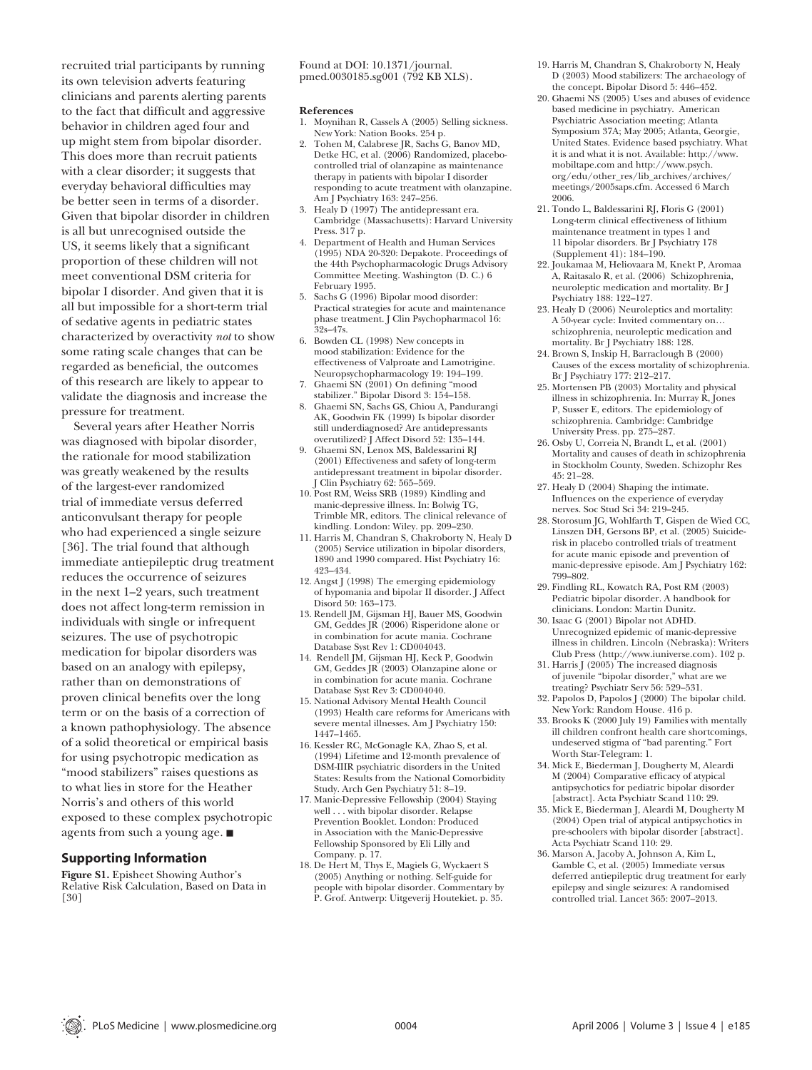recruited trial participants by running its own television adverts featuring clinicians and parents alerting parents to the fact that difficult and aggressive behavior in children aged four and up might stem from bipolar disorder. This does more than recruit patients with a clear disorder; it suggests that everyday behavioral difficulties may be better seen in terms of a disorder. Given that bipolar disorder in children is all but unrecognised outside the US, it seems likely that a significant proportion of these children will not meet conventional DSM criteria for bipolar I disorder. And given that it is all but impossible for a short-term trial of sedative agents in pediatric states characterized by overactivity *not* to show some rating scale changes that can be regarded as beneficial, the outcomes of this research are likely to appear to validate the diagnosis and increase the pressure for treatment.

Several years after Heather Norris was diagnosed with bipolar disorder, the rationale for mood stabilization was greatly weakened by the results of the largest-ever randomized trial of immediate versus deferred anticonvulsant therapy for people who had experienced a single seizure [36]. The trial found that although immediate antiepileptic drug treatment reduces the occurrence of seizures in the next 1–2 years, such treatment does not affect long-term remission in individuals with single or infrequent seizures. The use of psychotropic medication for bipolar disorders was based on an analogy with epilepsy, rather than on demonstrations of proven clinical benefits over the long term or on the basis of a correction of a known pathophysiology. The absence of a solid theoretical or empirical basis for using psychotropic medication as "mood stabilizers" raises questions as to what lies in store for the Heather Norris's and others of this world exposed to these complex psychotropic agents from such a young age. ■

## Supporting Information

**Figure S1.** Episheet Showing Author's Relative Risk Calculation, Based on Data in [30]

Found at DOI: 10.1371/journal.pmed.0030185.sg001 (792 KB XLS).

## References

1. Moynihan R, Cassels A (2005) Selling sickness. New York: Nation Books. 254 p.
2. Tohen M, Calabrese JR, Sachs G, Banov MD, Detke HC, et al. (2006) Randomized, placebo-controlled trial of olanzapine as maintenance therapy in patients with bipolar I disorder responding to acute treatment with olanzapine. Am J Psychiatry 163: 247–256.
3. Healy D (1997) The antidepressant era. Cambridge (Massachusetts): Harvard University Press. 317 p.
4. Department of Health and Human Services (1995) NDA 20-320: Depakote. Proceedings of the 44th Psychopharmacologic Drugs Advisory Committee Meeting. Washington (D. C.) 6 February 1995.
5. Sachs G (1996) Bipolar mood disorder: Practical strategies for acute and maintenance phase treatment. J Clin Psychopharmacol 16: 32s–47s.
6. Bowden CL (1998) New concepts in mood stabilization: Evidence for the effectiveness of Valproate and Lamotrigine. Neuropsychopharmacology 19: 194–199.
7. Ghaemi SN (2001) On defining "mood stabilizer." Bipolar Disord 3: 154–158.
8. Ghaemi SN, Sachs GS, Chiou A, Pandurangi AK, Goodwin FK (1999) Is bipolar disorder still underdiagnosed? Are antidepressants overutilized? J Affect Disord 52: 135–144.
9. Ghaemi SN, Lenox MS, Baldessarini RJ (2001) Effectiveness and safety of long-term antidepressant treatment in bipolar disorder. J Clin Psychiatry 62: 565–569.
10. Post RM, Weiss SRB (1989) Kindling and manic-depressive illness. In: Bolwig TG, Trimble MR, editors. The clinical relevance of kindling. London: Wiley. pp. 209–230.
11. Harris M, Chandran S, Chakroborty N, Healy D (2005) Service utilization in bipolar disorders, 1890 and 1990 compared. Hist Psychiatry 16: 423–434.
12. Angst J (1998) The emerging epidemiology of hypomania and bipolar II disorder. J Affect Disord 50: 163–173.
13. Rendell JM, Gijsman HJ, Bauer MS, Goodwin GM, Geddes JR (2006) Risperidone alone or in combination for acute mania. Cochrane Database Syst Rev 1: CD004043.
14. Rendell JM, Gijsman HJ, Keck P, Goodwin GM, Geddes JR (2003) Olanzapine alone or in combination for acute mania. Cochrane Database Syst Rev 3: CD004040.
15. National Advisory Mental Health Council (1993) Health care reforms for Americans with severe mental illnesses. Am J Psychiatry 150: 1447–1465.
16. Kessler RC, McGonagle KA, Zhao S, et al. (1994) Lifetime and 12-month prevalence of DSM-IIIR psychiatric disorders in the United States: Results from the National Comorbidity Study. Arch Gen Psychiatry 51: 8–19.
17. Manic-Depressive Fellowship (2004) Staying well . . . with bipolar disorder. Relapse Prevention Booklet. London: Produced in Association with the Manic-Depressive Fellowship Sponsored by Eli Lilly and Company. p. 17.
18. De Hert M, Thys E, Magiels G, Wyckaert S (2005) Anything or nothing. Self-guide for people with bipolar disorder. Commentary by P. Grof. Antwerp: Uitgeverij Houtekiet. p. 35.
19. Harris M, Chandran S, Chakroborty N, Healy D (2003) Mood stabilizers: The archaeology of the concept. Bipolar Disord 5: 446–452.
20. Ghaemi NS (2005) Uses and abuses of evidence based medicine in psychiatry. American Psychiatric Association meeting; Atlanta Symposium 37A; May 2005; Atlanta, Georgie, United States. Evidence based psychiatry. What it is and what it is not. Available: http://www.mobiltape.com and http://www.psych.org/edu/other_res/lib_archives/archives/meetings/2005saps.cfm. Accessed 6 March 2006.
21. Tondo L, Baldessarini RJ, Floris G (2001) Long-term clinical effectiveness of lithium maintenance treatment in types 1 and 11 bipolar disorders. Br J Psychiatry 178 (Supplement 41): 184–190.
22. Joukamaa M, Heliovaara M, Knekt P, Aromaa A, Raitasalo R, et al. (2006) Schizophrenia, neuroleptic medication and mortality. Br J Psychiatry 188: 122–127.
23. Healy D (2006) Neuroleptics and mortality: A 50-year cycle: Invited commentary on… schizophrenia, neuroleptic medication and mortality. Br J Psychiatry 188: 128.
24. Brown S, Inskip H, Barraclough B (2000) Causes of the excess mortality of schizophrenia. Br J Psychiatry 177: 212–217.
25. Mortensen PB (2003) Mortality and physical illness in schizophrenia. In: Murray R, Jones P, Susser E, editors. The epidemiology of schizophrenia. Cambridge: Cambridge University Press. pp. 275–287.
26. Osby U, Correia N, Brandt L, et al. (2001) Mortality and causes of death in schizophrenia in Stockholm County, Sweden. Schizophr Res 45: 21–28.
27. Healy D (2004) Shaping the intimate. Influences on the experience of everyday nerves. Soc Stud Sci 34: 219–245.
28. Storosum JG, Wohlfarth T, Gispen de Wied CC, Linszen DH, Gersons BP, et al. (2005) Suicide-risk in placebo controlled trials of treatment for acute manic episode and prevention of manic-depressive episode. Am J Psychiatry 162: 799–802.
29. Findling RL, Kowatch RA, Post RM (2003) Pediatric bipolar disorder. A handbook for clinicians. London: Martin Dunitz.
30. Isaac G (2001) Bipolar not ADHD. Unrecognized epidemic of manic-depressive illness in children. Lincoln (Nebraska): Writers Club Press (http://www.iuniverse.com). 102 p.
31. Harris J (2005) The increased diagnosis of juvenile "bipolar disorder," what are we treating? Psychiatr Serv 56: 529–531.
32. Papolos D, Papolos J (2000) The bipolar child. New York: Random House. 416 p.
33. Brooks K (2000 July 19) Families with mentally ill children confront health care shortcomings, undeserved stigma of "bad parenting." Fort Worth Star-Telegram: 1.
34. Mick E, Biederman J, Dougherty M, Aleardi M (2004) Comparative efficacy of atypical antipsychotics for pediatric bipolar disorder [abstract]. Acta Psychiatr Scand 110: 29.
35. Mick E, Biederman J, Aleardi M, Dougherty M (2004) Open trial of atypical antipsychotics in pre-schoolers with bipolar disorder [abstract]. Acta Psychiatr Scand 110: 29.
36. Marson A, Jacoby A, Johnson A, Kim L, Gamble C, et al. (2005) Immediate versus deferred antiepileptic drug treatment for early epilepsy and single seizures: A randomised controlled trial. Lancet 365: 2007–2013.